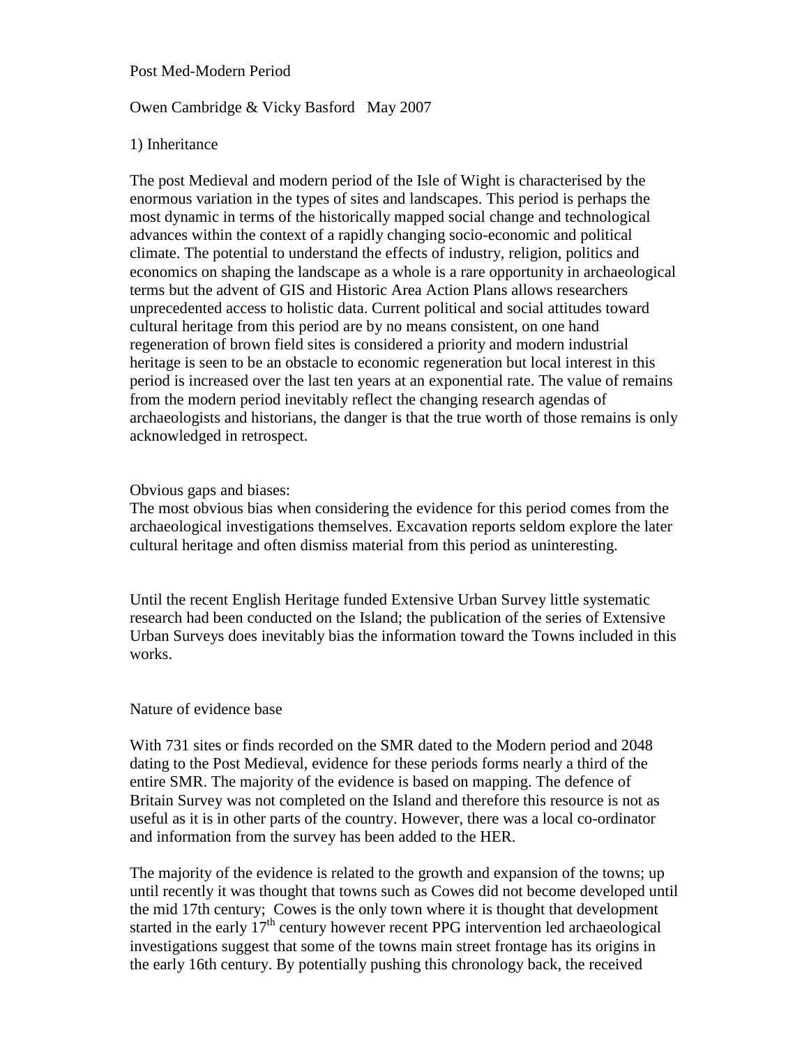Post Med-Modern Period

Owen Cambridge & Vicky Basford May 2007

1) Inheritance

The post Medieval and modern period of the Isle of Wight is characterised by the enormous variation in the types of sites and landscapes. This period is perhaps the most dynamic in terms of the historically mapped social change and technological advances within the context of a rapidly changing socio-economic and political climate. The potential to understand the effects of industry, religion, politics and economics on shaping the landscape as a whole is a rare opportunity in archaeological terms but the advent of GIS and Historic Area Action Plans allows researchers unprecedented access to holistic data. Current political and social attitudes toward cultural heritage from this period are by no means consistent, on one hand regeneration of brown field sites is considered a priority and modern industrial heritage is seen to be an obstacle to economic regeneration but local interest in this period is increased over the last ten years at an exponential rate. The value of remains from the modern period inevitably reflect the changing research agendas of archaeologists and historians, the danger is that the true worth of those remains is only acknowledged in retrospect.

Obvious gaps and biases:
The most obvious bias when considering the evidence for this period comes from the archaeological investigations themselves. Excavation reports seldom explore the later cultural heritage and often dismiss material from this period as uninteresting.

Until the recent English Heritage funded Extensive Urban Survey little systematic research had been conducted on the Island; the publication of the series of Extensive Urban Surveys does inevitably bias the information toward the Towns included in this works.

Nature of evidence base

With 731 sites or finds recorded on the SMR dated to the Modern period and 2048 dating to the Post Medieval, evidence for these periods forms nearly a third of the entire SMR. The majority of the evidence is based on mapping. The defence of Britain Survey was not completed on the Island and therefore this resource is not as useful as it is in other parts of the country. However, there was a local co-ordinator and information from the survey has been added to the HER.

The majority of the evidence is related to the growth and expansion of the towns; up until recently it was thought that towns such as Cowes did not become developed until the mid 17th century; Cowes is the only town where it is thought that development started in the early 17th century however recent PPG intervention led archaeological investigations suggest that some of the towns main street frontage has its origins in the early 16th century. By potentially pushing this chronology back, the received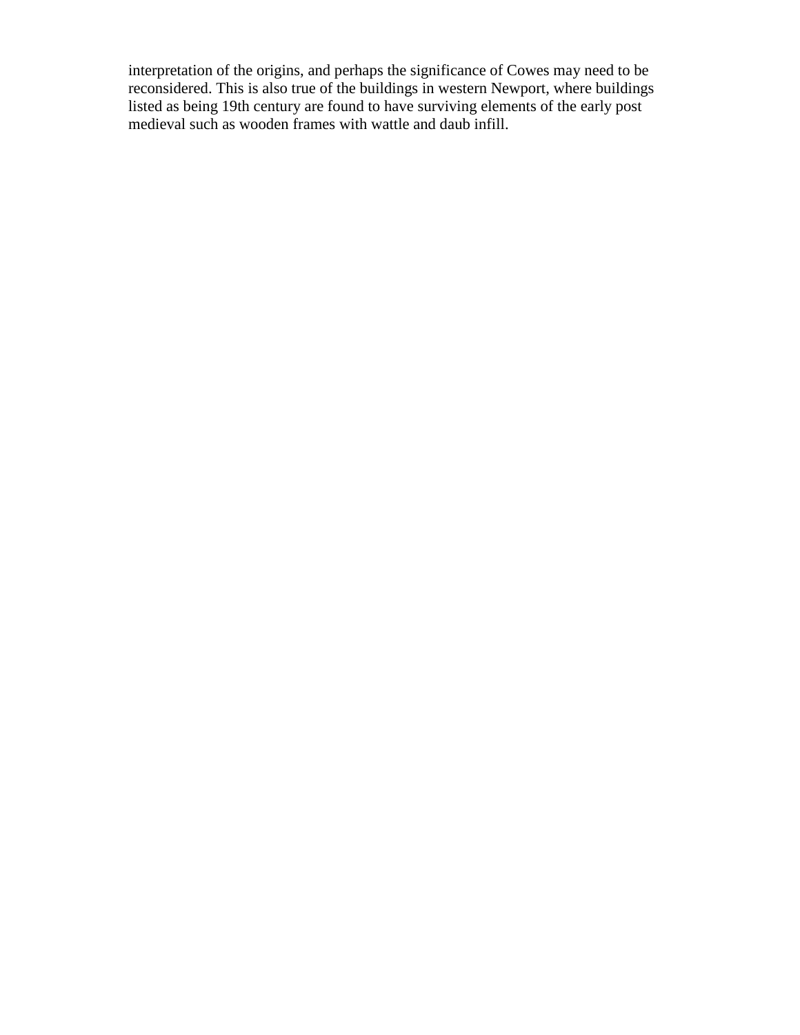interpretation of the origins, and perhaps the significance of Cowes may need to be reconsidered. This is also true of the buildings in western Newport, where buildings listed as being 19th century are found to have surviving elements of the early post medieval such as wooden frames with wattle and daub infill.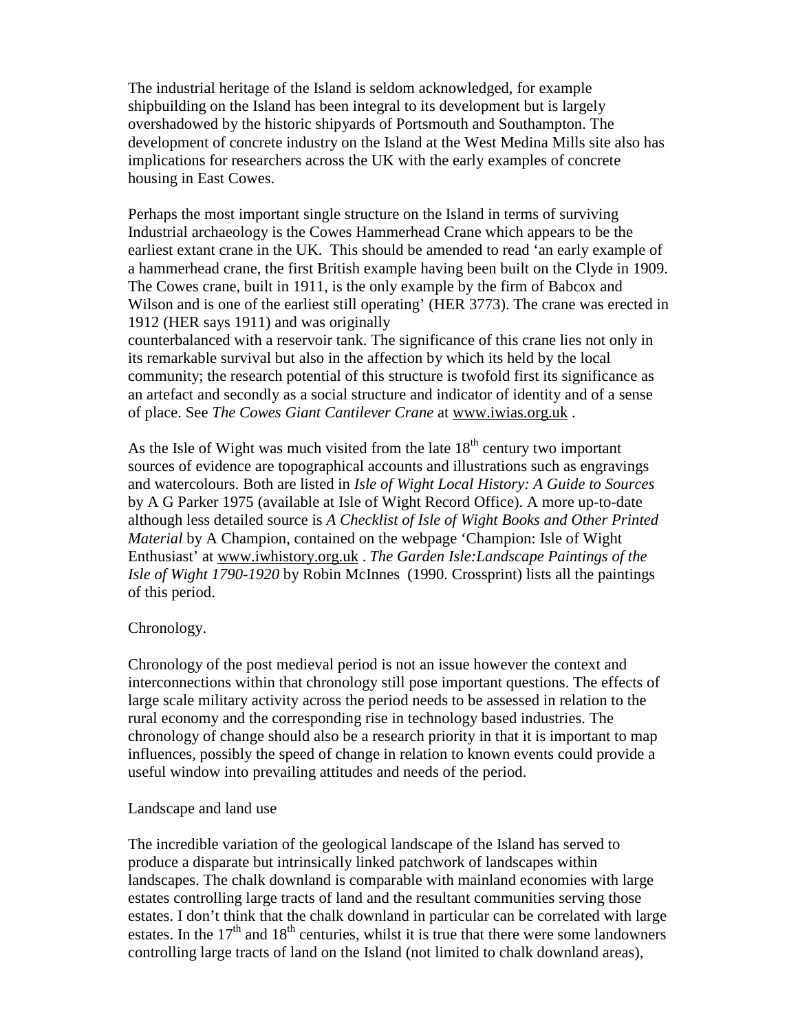The industrial heritage of the Island is seldom acknowledged, for example shipbuilding on the Island has been integral to its development but is largely overshadowed by the historic shipyards of Portsmouth and Southampton. The development of concrete industry on the Island at the West Medina Mills site also has implications for researchers across the UK with the early examples of concrete housing in East Cowes.

Perhaps the most important single structure on the Island in terms of surviving Industrial archaeology is the Cowes Hammerhead Crane which appears to be the earliest extant crane in the UK. This should be amended to read 'an early example of a hammerhead crane, the first British example having been built on the Clyde in 1909. The Cowes crane, built in 1911, is the only example by the firm of Babcox and Wilson and is one of the earliest still operating' (HER 3773). The crane was erected in 1912 (HER says 1911) and was originally counterbalanced with a reservoir tank. The significance of this crane lies not only in its remarkable survival but also in the affection by which its held by the local community; the research potential of this structure is twofold first its significance as an artefact and secondly as a social structure and indicator of identity and of a sense of place. See *The Cowes Giant Cantilever Crane* at www.iwias.org.uk .

As the Isle of Wight was much visited from the late 18th century two important sources of evidence are topographical accounts and illustrations such as engravings and watercolours. Both are listed in *Isle of Wight Local History: A Guide to Sources* by A G Parker 1975 (available at Isle of Wight Record Office). A more up-to-date although less detailed source is *A Checklist of Isle of Wight Books and Other Printed Material* by A Champion, contained on the webpage 'Champion: Isle of Wight Enthusiast' at www.iwhistory.org.uk . *The Garden Isle:Landscape Paintings of the Isle of Wight 1790-1920* by Robin McInnes (1990. Crossprint) lists all the paintings of this period.

Chronology.

Chronology of the post medieval period is not an issue however the context and interconnections within that chronology still pose important questions. The effects of large scale military activity across the period needs to be assessed in relation to the rural economy and the corresponding rise in technology based industries. The chronology of change should also be a research priority in that it is important to map influences, possibly the speed of change in relation to known events could provide a useful window into prevailing attitudes and needs of the period.

Landscape and land use

The incredible variation of the geological landscape of the Island has served to produce a disparate but intrinsically linked patchwork of landscapes within landscapes. The chalk downland is comparable with mainland economies with large estates controlling large tracts of land and the resultant communities serving those estates. I don't think that the chalk downland in particular can be correlated with large estates. In the 17th and 18th centuries, whilst it is true that there were some landowners controlling large tracts of land on the Island (not limited to chalk downland areas),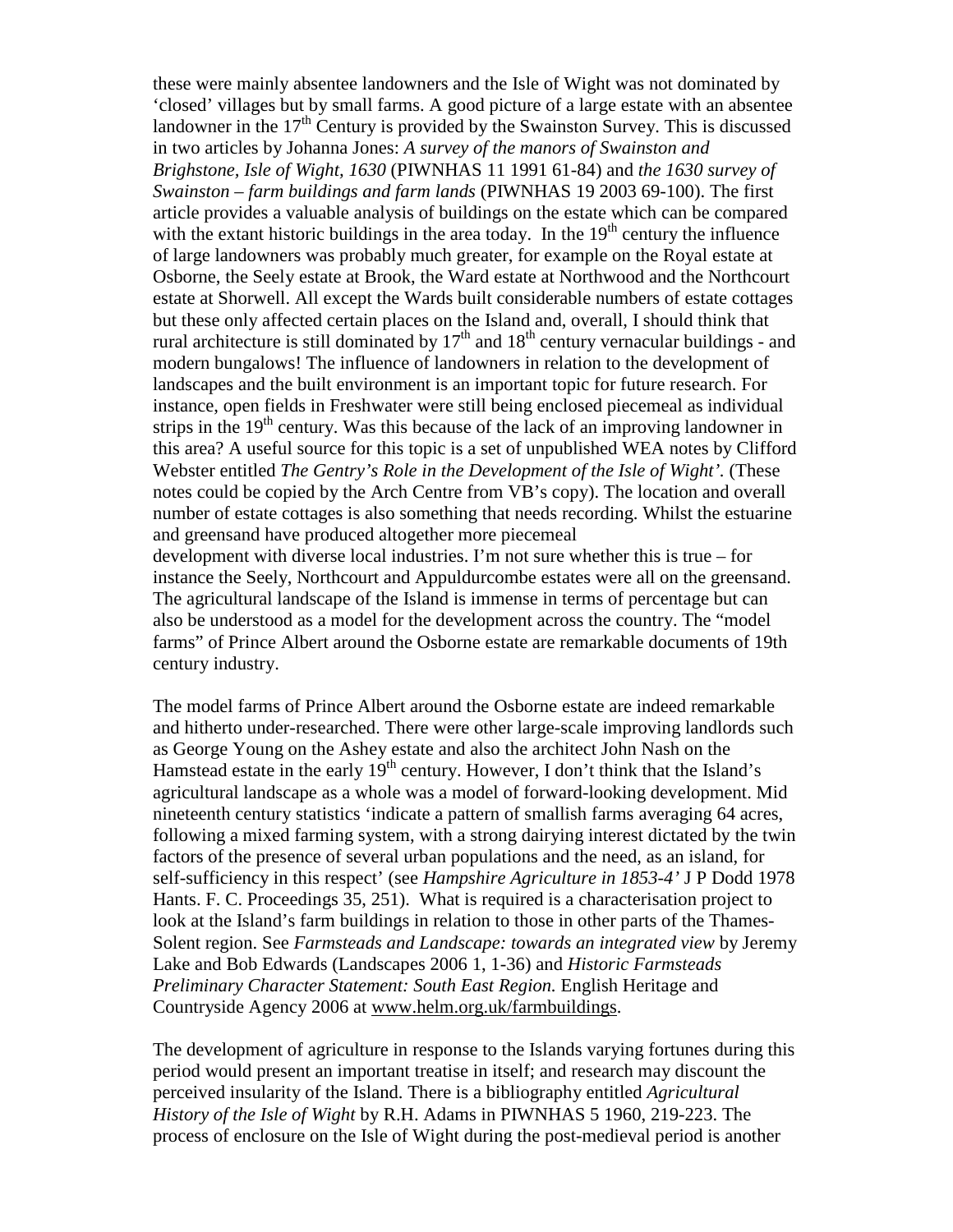these were mainly absentee landowners and the Isle of Wight was not dominated by 'closed' villages but by small farms. A good picture of a large estate with an absentee landowner in the 17th Century is provided by the Swainston Survey. This is discussed in two articles by Johanna Jones: *A survey of the manors of Swainston and Brighstone, Isle of Wight, 1630* (PIWNHAS 11 1991 61-84) and *the 1630 survey of Swainston – farm buildings and farm lands* (PIWNHAS 19 2003 69-100). The first article provides a valuable analysis of buildings on the estate which can be compared with the extant historic buildings in the area today. In the 19th century the influence of large landowners was probably much greater, for example on the Royal estate at Osborne, the Seely estate at Brook, the Ward estate at Northwood and the Northcourt estate at Shorwell. All except the Wards built considerable numbers of estate cottages but these only affected certain places on the Island and, overall, I should think that rural architecture is still dominated by 17th and 18th century vernacular buildings - and modern bungalows! The influence of landowners in relation to the development of landscapes and the built environment is an important topic for future research. For instance, open fields in Freshwater were still being enclosed piecemeal as individual strips in the 19th century. Was this because of the lack of an improving landowner in this area? A useful source for this topic is a set of unpublished WEA notes by Clifford Webster entitled *The Gentry's Role in the Development of the Isle of Wight'*. (These notes could be copied by the Arch Centre from VB's copy). The location and overall number of estate cottages is also something that needs recording. Whilst the estuarine and greensand have produced altogether more piecemeal
development with diverse local industries. I'm not sure whether this is true – for instance the Seely, Northcourt and Appuldurcombe estates were all on the greensand. The agricultural landscape of the Island is immense in terms of percentage but can also be understood as a model for the development across the country. The "model farms" of Prince Albert around the Osborne estate are remarkable documents of 19th century industry.

The model farms of Prince Albert around the Osborne estate are indeed remarkable and hitherto under-researched. There were other large-scale improving landlords such as George Young on the Ashey estate and also the architect John Nash on the Hamstead estate in the early 19th century. However, I don't think that the Island's agricultural landscape as a whole was a model of forward-looking development. Mid nineteenth century statistics 'indicate a pattern of smallish farms averaging 64 acres, following a mixed farming system, with a strong dairying interest dictated by the twin factors of the presence of several urban populations and the need, as an island, for self-sufficiency in this respect' (see *Hampshire Agriculture in 1853-4'* J P Dodd 1978 Hants. F. C. Proceedings 35, 251). What is required is a characterisation project to look at the Island's farm buildings in relation to those in other parts of the Thames-Solent region. See *Farmsteads and Landscape: towards an integrated view* by Jeremy Lake and Bob Edwards (Landscapes 2006 1, 1-36) and *Historic Farmsteads Preliminary Character Statement: South East Region.* English Heritage and Countryside Agency 2006 at www.helm.org.uk/farmbuildings.

The development of agriculture in response to the Islands varying fortunes during this period would present an important treatise in itself; and research may discount the perceived insularity of the Island. There is a bibliography entitled *Agricultural History of the Isle of Wight* by R.H. Adams in PIWNHAS 5 1960, 219-223. The process of enclosure on the Isle of Wight during the post-medieval period is another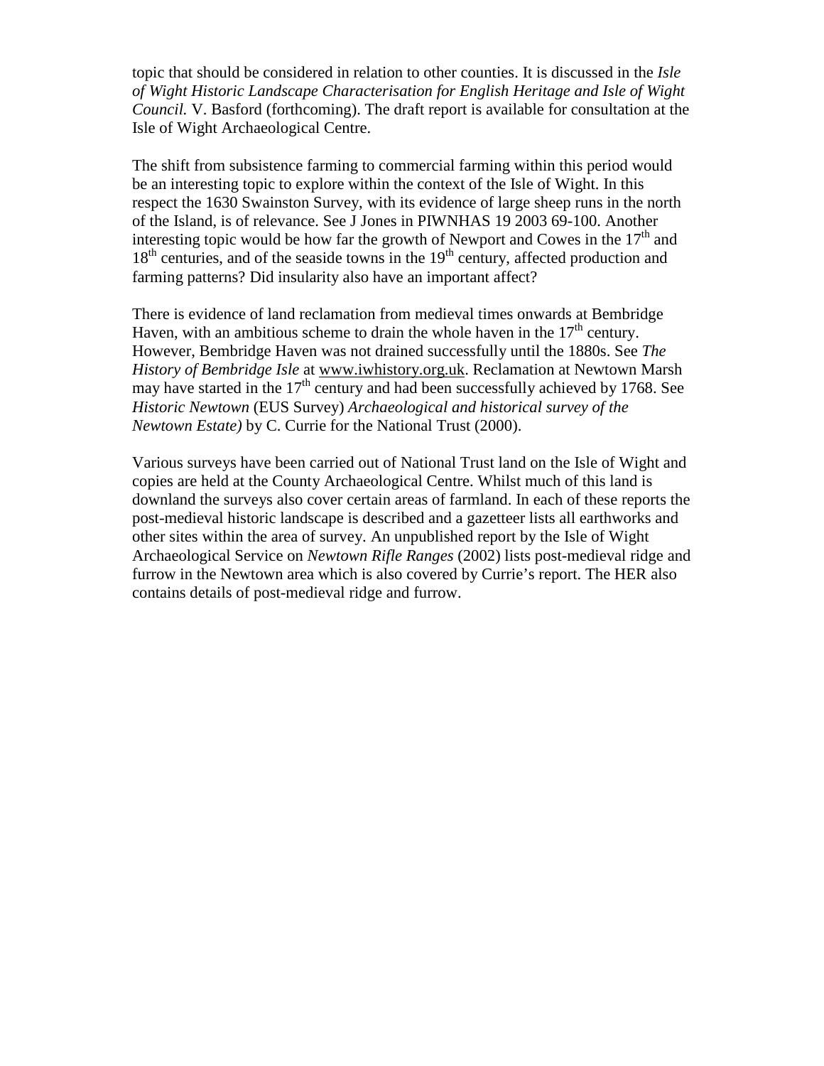topic that should be considered in relation to other counties. It is discussed in the *Isle of Wight Historic Landscape Characterisation for English Heritage and Isle of Wight Council.* V. Basford (forthcoming). The draft report is available for consultation at the Isle of Wight Archaeological Centre.

The shift from subsistence farming to commercial farming within this period would be an interesting topic to explore within the context of the Isle of Wight. In this respect the 1630 Swainston Survey, with its evidence of large sheep runs in the north of the Island, is of relevance. See J Jones in PIWNHAS 19 2003 69-100. Another interesting topic would be how far the growth of Newport and Cowes in the 17th and 18th centuries, and of the seaside towns in the 19th century, affected production and farming patterns? Did insularity also have an important affect?

There is evidence of land reclamation from medieval times onwards at Bembridge Haven, with an ambitious scheme to drain the whole haven in the 17th century. However, Bembridge Haven was not drained successfully until the 1880s. See *The History of Bembridge Isle* at www.iwhistory.org.uk. Reclamation at Newtown Marsh may have started in the 17th century and had been successfully achieved by 1768. See *Historic Newtown* (EUS Survey) *Archaeological and historical survey of the Newtown Estate)* by C. Currie for the National Trust (2000).

Various surveys have been carried out of National Trust land on the Isle of Wight and copies are held at the County Archaeological Centre. Whilst much of this land is downland the surveys also cover certain areas of farmland. In each of these reports the post-medieval historic landscape is described and a gazetteer lists all earthworks and other sites within the area of survey. An unpublished report by the Isle of Wight Archaeological Service on *Newtown Rifle Ranges* (2002) lists post-medieval ridge and furrow in the Newtown area which is also covered by Currie's report. The HER also contains details of post-medieval ridge and furrow.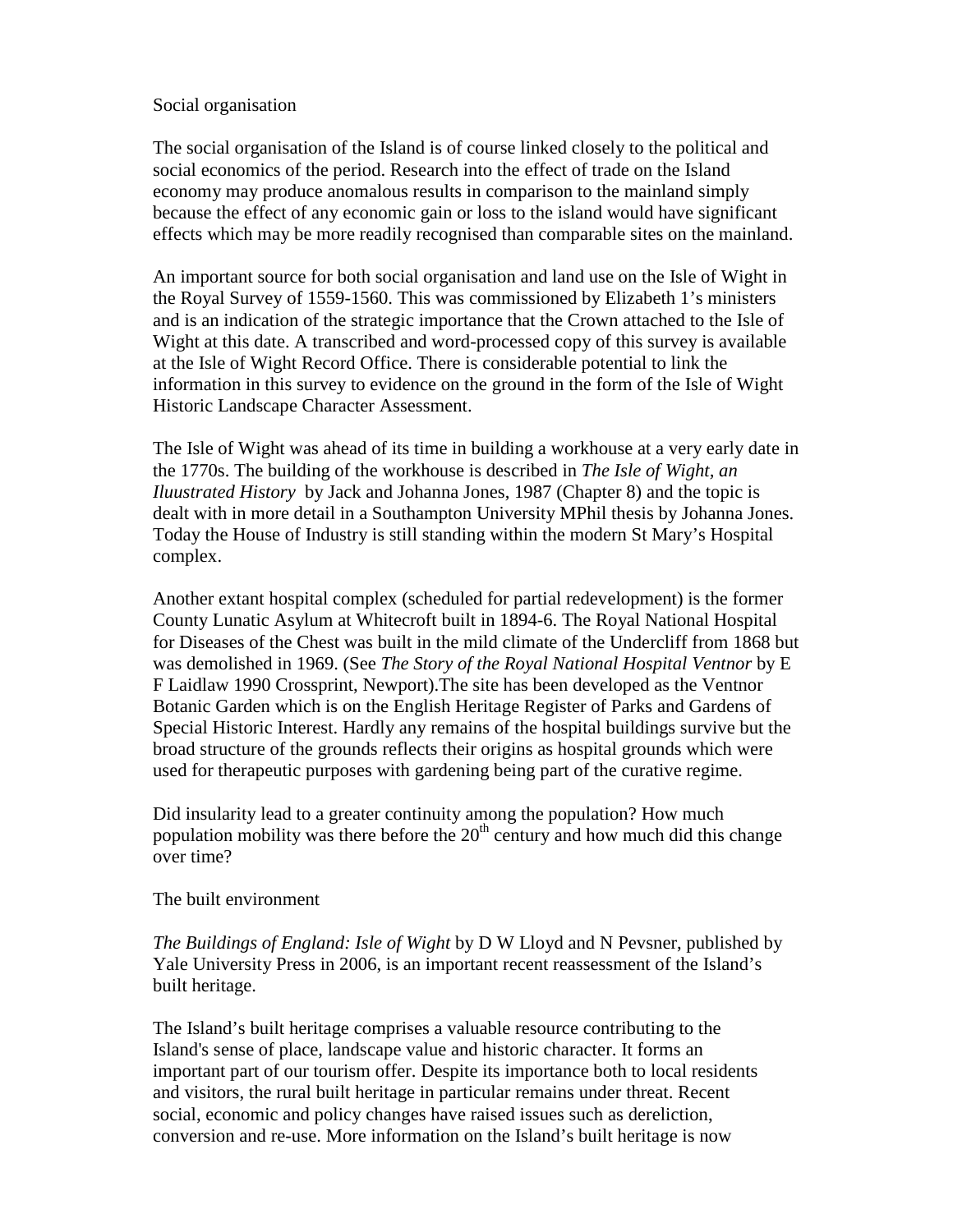## Social organisation

The social organisation of the Island is of course linked closely to the political and social economics of the period. Research into the effect of trade on the Island economy may produce anomalous results in comparison to the mainland simply because the effect of any economic gain or loss to the island would have significant effects which may be more readily recognised than comparable sites on the mainland.

An important source for both social organisation and land use on the Isle of Wight in the Royal Survey of 1559-1560. This was commissioned by Elizabeth 1's ministers and is an indication of the strategic importance that the Crown attached to the Isle of Wight at this date. A transcribed and word-processed copy of this survey is available at the Isle of Wight Record Office. There is considerable potential to link the information in this survey to evidence on the ground in the form of the Isle of Wight Historic Landscape Character Assessment.

The Isle of Wight was ahead of its time in building a workhouse at a very early date in the 1770s. The building of the workhouse is described in *The Isle of Wight, an Iluustrated History* by Jack and Johanna Jones, 1987 (Chapter 8) and the topic is dealt with in more detail in a Southampton University MPhil thesis by Johanna Jones. Today the House of Industry is still standing within the modern St Mary's Hospital complex.

Another extant hospital complex (scheduled for partial redevelopment) is the former County Lunatic Asylum at Whitecroft built in 1894-6. The Royal National Hospital for Diseases of the Chest was built in the mild climate of the Undercliff from 1868 but was demolished in 1969. (See *The Story of the Royal National Hospital Ventnor* by E F Laidlaw 1990 Crossprint, Newport).The site has been developed as the Ventnor Botanic Garden which is on the English Heritage Register of Parks and Gardens of Special Historic Interest. Hardly any remains of the hospital buildings survive but the broad structure of the grounds reflects their origins as hospital grounds which were used for therapeutic purposes with gardening being part of the curative regime.

Did insularity lead to a greater continuity among the population? How much population mobility was there before the 20th century and how much did this change over time?

## The built environment

*The Buildings of England: Isle of Wight* by D W Lloyd and N Pevsner, published by Yale University Press in 2006, is an important recent reassessment of the Island's built heritage.

The Island's built heritage comprises a valuable resource contributing to the Island's sense of place, landscape value and historic character. It forms an important part of our tourism offer. Despite its importance both to local residents and visitors, the rural built heritage in particular remains under threat. Recent social, economic and policy changes have raised issues such as dereliction, conversion and re-use. More information on the Island's built heritage is now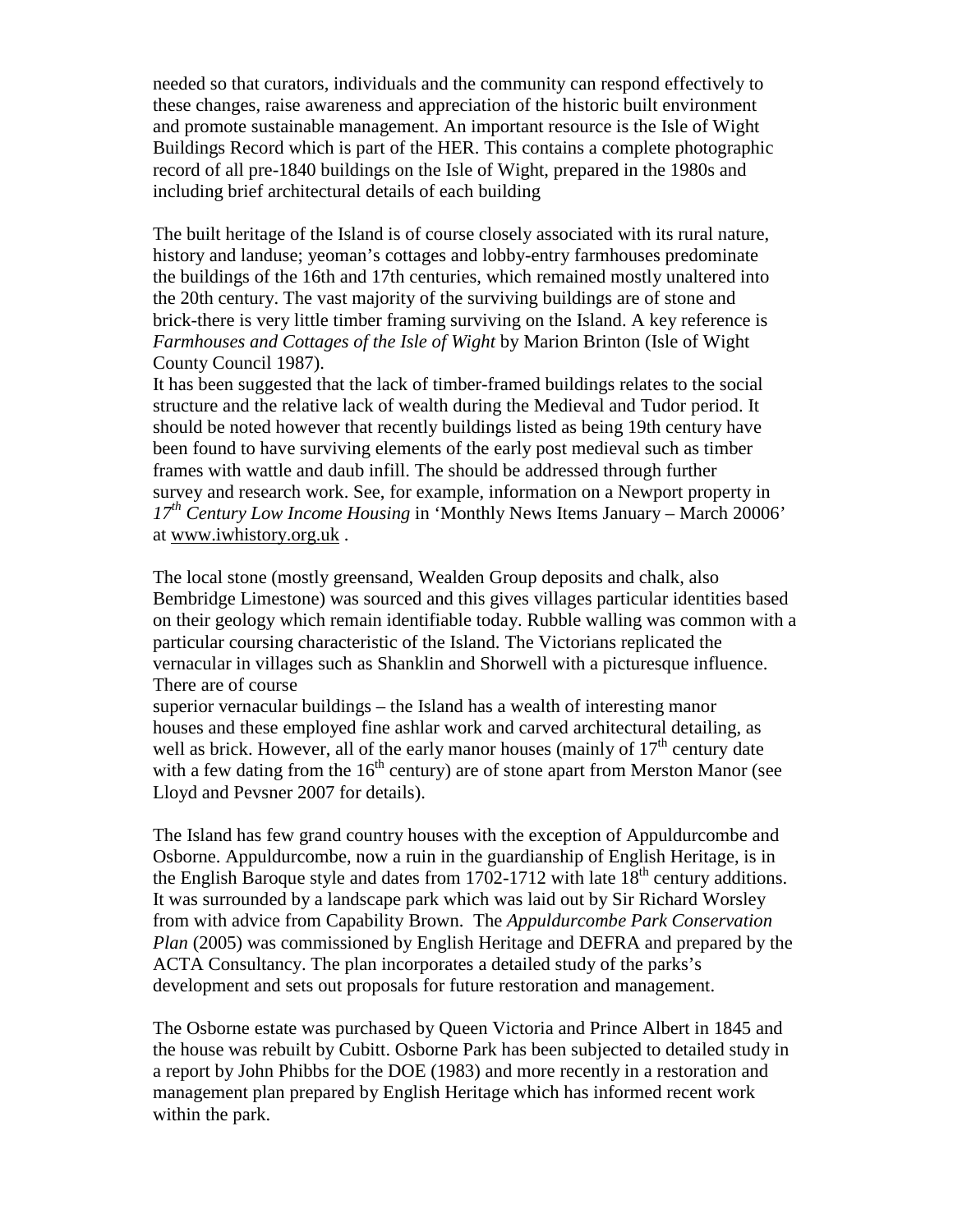needed so that curators, individuals and the community can respond effectively to these changes, raise awareness and appreciation of the historic built environment and promote sustainable management. An important resource is the Isle of Wight Buildings Record which is part of the HER. This contains a complete photographic record of all pre-1840 buildings on the Isle of Wight, prepared in the 1980s and including brief architectural details of each building

The built heritage of the Island is of course closely associated with its rural nature, history and landuse; yeoman's cottages and lobby-entry farmhouses predominate the buildings of the 16th and 17th centuries, which remained mostly unaltered into the 20th century. The vast majority of the surviving buildings are of stone and brick-there is very little timber framing surviving on the Island. A key reference is *Farmhouses and Cottages of the Isle of Wight* by Marion Brinton (Isle of Wight County Council 1987).
It has been suggested that the lack of timber-framed buildings relates to the social structure and the relative lack of wealth during the Medieval and Tudor period. It should be noted however that recently buildings listed as being 19th century have been found to have surviving elements of the early post medieval such as timber frames with wattle and daub infill. The should be addressed through further survey and research work. See, for example, information on a Newport property in *17th Century Low Income Housing* in 'Monthly News Items January – March 20006' at www.iwhistory.org.uk .

The local stone (mostly greensand, Wealden Group deposits and chalk, also Bembridge Limestone) was sourced and this gives villages particular identities based on their geology which remain identifiable today. Rubble walling was common with a particular coursing characteristic of the Island. The Victorians replicated the vernacular in villages such as Shanklin and Shorwell with a picturesque influence. There are of course
superior vernacular buildings – the Island has a wealth of interesting manor houses and these employed fine ashlar work and carved architectural detailing, as well as brick. However, all of the early manor houses (mainly of 17th century date with a few dating from the 16th century) are of stone apart from Merston Manor (see Lloyd and Pevsner 2007 for details).

The Island has few grand country houses with the exception of Appuldurcombe and Osborne. Appuldurcombe, now a ruin in the guardianship of English Heritage, is in the English Baroque style and dates from 1702-1712 with late 18th century additions. It was surrounded by a landscape park which was laid out by Sir Richard Worsley from with advice from Capability Brown. The *Appuldurcombe Park Conservation Plan* (2005) was commissioned by English Heritage and DEFRA and prepared by the ACTA Consultancy. The plan incorporates a detailed study of the parks's development and sets out proposals for future restoration and management.

The Osborne estate was purchased by Queen Victoria and Prince Albert in 1845 and the house was rebuilt by Cubitt. Osborne Park has been subjected to detailed study in a report by John Phibbs for the DOE (1983) and more recently in a restoration and management plan prepared by English Heritage which has informed recent work within the park.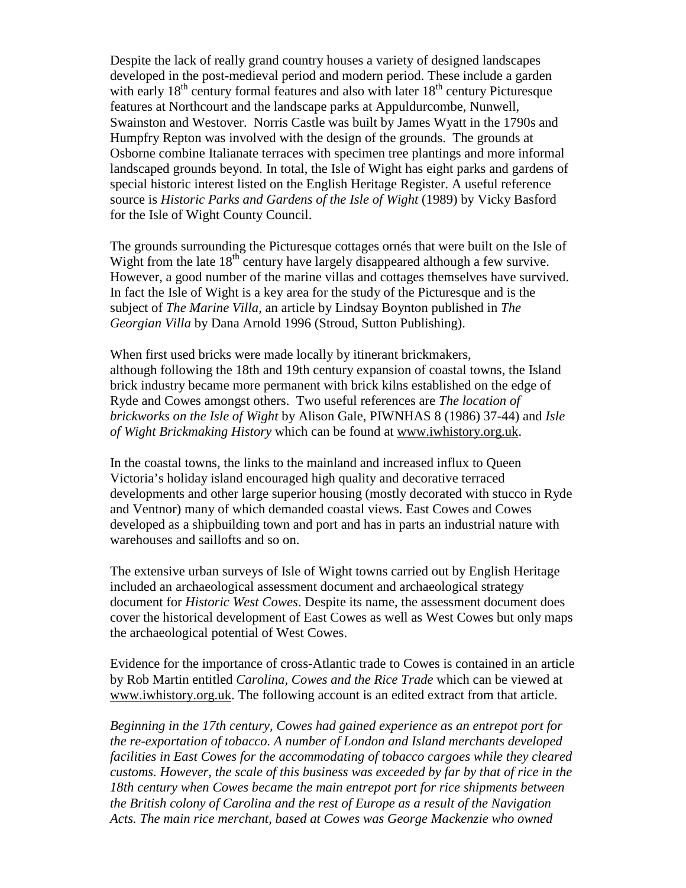Despite the lack of really grand country houses a variety of designed landscapes developed in the post-medieval period and modern period. These include a garden with early 18th century formal features and also with later 18th century Picturesque features at Northcourt and the landscape parks at Appuldurcombe, Nunwell, Swainston and Westover. Norris Castle was built by James Wyatt in the 1790s and Humpfry Repton was involved with the design of the grounds. The grounds at Osborne combine Italianate terraces with specimen tree plantings and more informal landscaped grounds beyond. In total, the Isle of Wight has eight parks and gardens of special historic interest listed on the English Heritage Register. A useful reference source is *Historic Parks and Gardens of the Isle of Wight* (1989) by Vicky Basford for the Isle of Wight County Council.

The grounds surrounding the Picturesque cottages ornés that were built on the Isle of Wight from the late 18th century have largely disappeared although a few survive. However, a good number of the marine villas and cottages themselves have survived. In fact the Isle of Wight is a key area for the study of the Picturesque and is the subject of *The Marine Villa,* an article by Lindsay Boynton published in *The Georgian Villa* by Dana Arnold 1996 (Stroud, Sutton Publishing).

When first used bricks were made locally by itinerant brickmakers, although following the 18th and 19th century expansion of coastal towns, the Island brick industry became more permanent with brick kilns established on the edge of Ryde and Cowes amongst others. Two useful references are *The location of brickworks on the Isle of Wight* by Alison Gale, PIWNHAS 8 (1986) 37-44) and *Isle of Wight Brickmaking History* which can be found at www.iwhistory.org.uk.

In the coastal towns, the links to the mainland and increased influx to Queen Victoria's holiday island encouraged high quality and decorative terraced developments and other large superior housing (mostly decorated with stucco in Ryde and Ventnor) many of which demanded coastal views. East Cowes and Cowes developed as a shipbuilding town and port and has in parts an industrial nature with warehouses and saillofts and so on.

The extensive urban surveys of Isle of Wight towns carried out by English Heritage included an archaeological assessment document and archaeological strategy document for *Historic West Cowes*. Despite its name, the assessment document does cover the historical development of East Cowes as well as West Cowes but only maps the archaeological potential of West Cowes.

Evidence for the importance of cross-Atlantic trade to Cowes is contained in an article by Rob Martin entitled *Carolina, Cowes and the Rice Trade* which can be viewed at www.iwhistory.org.uk. The following account is an edited extract from that article.

*Beginning in the 17th century, Cowes had gained experience as an entrepot port for the re-exportation of tobacco. A number of London and Island merchants developed facilities in East Cowes for the accommodating of tobacco cargoes while they cleared customs. However, the scale of this business was exceeded by far by that of rice in the 18th century when Cowes became the main entrepot port for rice shipments between the British colony of Carolina and the rest of Europe as a result of the Navigation Acts. The main rice merchant, based at Cowes was George Mackenzie who owned*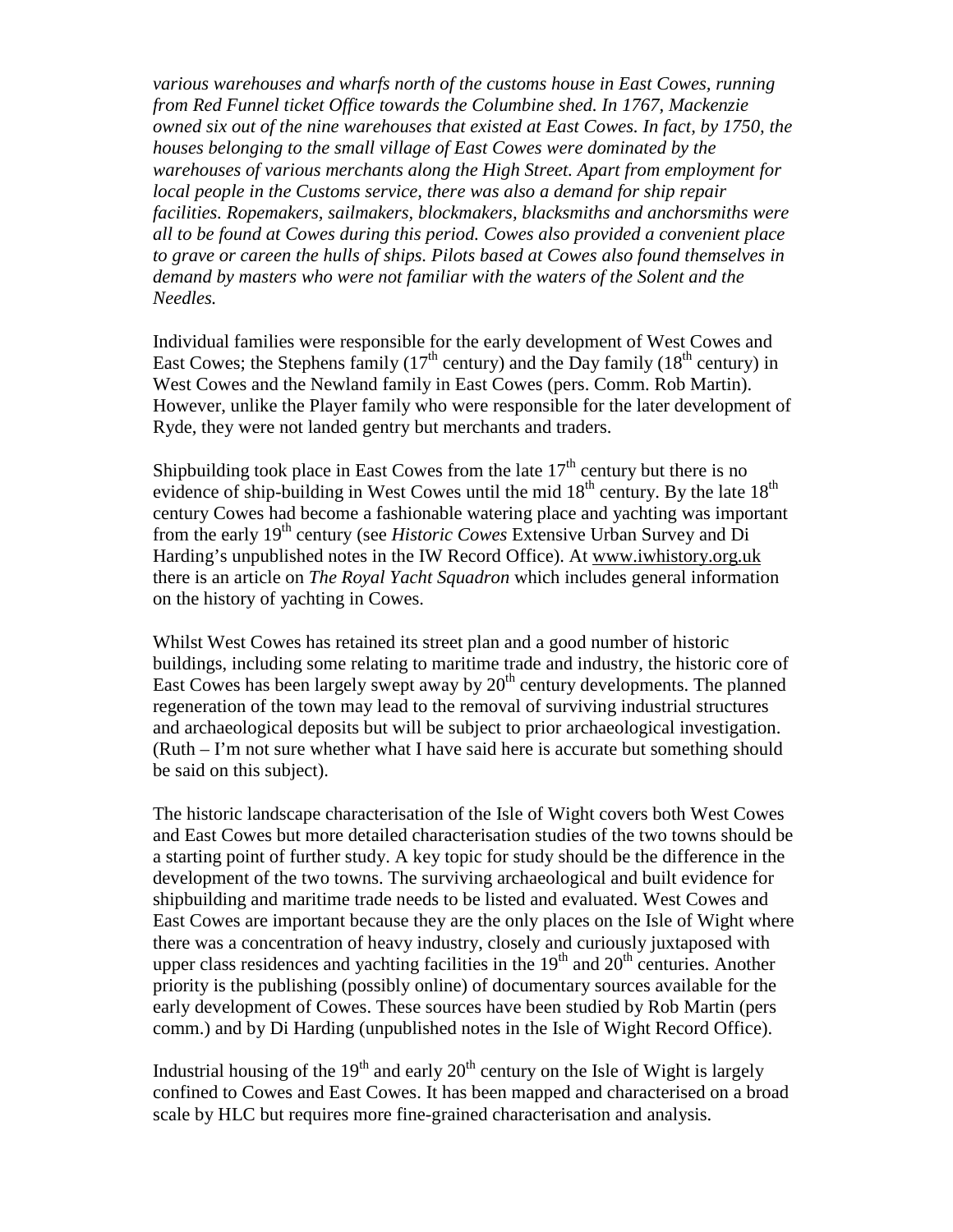*various warehouses and wharfs north of the customs house in East Cowes, running from Red Funnel ticket Office towards the Columbine shed. In 1767, Mackenzie owned six out of the nine warehouses that existed at East Cowes. In fact, by 1750, the houses belonging to the small village of East Cowes were dominated by the warehouses of various merchants along the High Street. Apart from employment for local people in the Customs service, there was also a demand for ship repair facilities. Ropemakers, sailmakers, blockmakers, blacksmiths and anchorsmiths were all to be found at Cowes during this period. Cowes also provided a convenient place to grave or careen the hulls of ships. Pilots based at Cowes also found themselves in demand by masters who were not familiar with the waters of the Solent and the Needles.*

Individual families were responsible for the early development of West Cowes and East Cowes; the Stephens family (17th century) and the Day family (18th century) in West Cowes and the Newland family in East Cowes (pers. Comm. Rob Martin). However, unlike the Player family who were responsible for the later development of Ryde, they were not landed gentry but merchants and traders.

Shipbuilding took place in East Cowes from the late 17th century but there is no evidence of ship-building in West Cowes until the mid 18th century. By the late 18th century Cowes had become a fashionable watering place and yachting was important from the early 19th century (see *Historic Cowes* Extensive Urban Survey and Di Harding's unpublished notes in the IW Record Office). At www.iwhistory.org.uk there is an article on *The Royal Yacht Squadron* which includes general information on the history of yachting in Cowes.

Whilst West Cowes has retained its street plan and a good number of historic buildings, including some relating to maritime trade and industry, the historic core of East Cowes has been largely swept away by 20th century developments. The planned regeneration of the town may lead to the removal of surviving industrial structures and archaeological deposits but will be subject to prior archaeological investigation. (Ruth – I'm not sure whether what I have said here is accurate but something should be said on this subject).

The historic landscape characterisation of the Isle of Wight covers both West Cowes and East Cowes but more detailed characterisation studies of the two towns should be a starting point of further study. A key topic for study should be the difference in the development of the two towns. The surviving archaeological and built evidence for shipbuilding and maritime trade needs to be listed and evaluated. West Cowes and East Cowes are important because they are the only places on the Isle of Wight where there was a concentration of heavy industry, closely and curiously juxtaposed with upper class residences and yachting facilities in the 19th and 20th centuries. Another priority is the publishing (possibly online) of documentary sources available for the early development of Cowes. These sources have been studied by Rob Martin (pers comm.) and by Di Harding (unpublished notes in the Isle of Wight Record Office).

Industrial housing of the 19th and early 20th century on the Isle of Wight is largely confined to Cowes and East Cowes. It has been mapped and characterised on a broad scale by HLC but requires more fine-grained characterisation and analysis.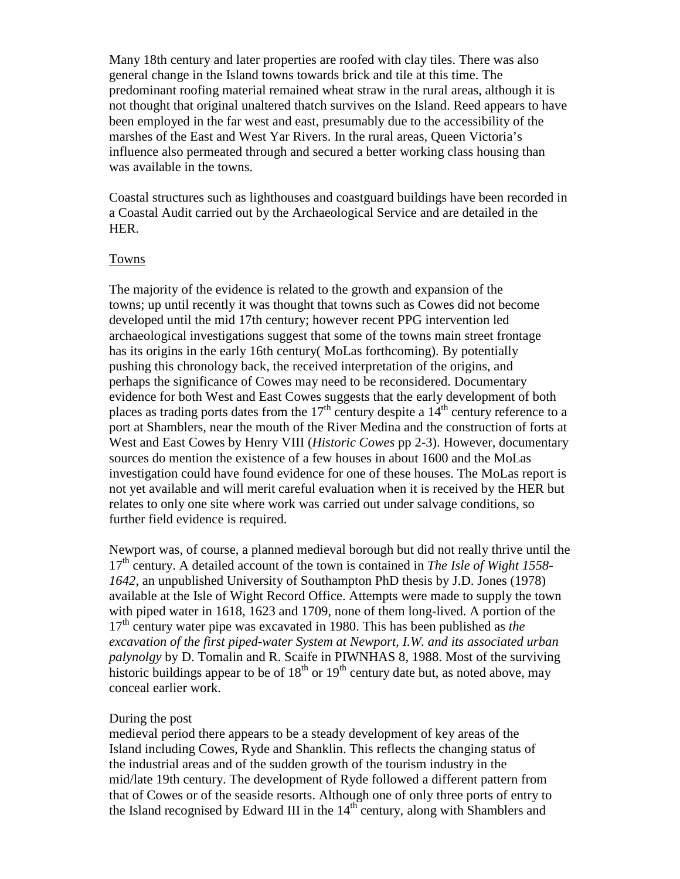Many 18th century and later properties are roofed with clay tiles. There was also general change in the Island towns towards brick and tile at this time. The predominant roofing material remained wheat straw in the rural areas, although it is not thought that original unaltered thatch survives on the Island. Reed appears to have been employed in the far west and east, presumably due to the accessibility of the marshes of the East and West Yar Rivers. In the rural areas, Queen Victoria's influence also permeated through and secured a better working class housing than was available in the towns.

Coastal structures such as lighthouses and coastguard buildings have been recorded in a Coastal Audit carried out by the Archaeological Service and are detailed in the HER.

Towns

The majority of the evidence is related to the growth and expansion of the towns; up until recently it was thought that towns such as Cowes did not become developed until the mid 17th century; however recent PPG intervention led archaeological investigations suggest that some of the towns main street frontage has its origins in the early 16th century( MoLas forthcoming). By potentially pushing this chronology back, the received interpretation of the origins, and perhaps the significance of Cowes may need to be reconsidered. Documentary evidence for both West and East Cowes suggests that the early development of both places as trading ports dates from the 17th century despite a 14th century reference to a port at Shamblers, near the mouth of the River Medina and the construction of forts at West and East Cowes by Henry VIII (*Historic Cowes* pp 2-3). However, documentary sources do mention the existence of a few houses in about 1600 and the MoLas investigation could have found evidence for one of these houses. The MoLas report is not yet available and will merit careful evaluation when it is received by the HER but relates to only one site where work was carried out under salvage conditions, so further field evidence is required.

Newport was, of course, a planned medieval borough but did not really thrive until the 17th century. A detailed account of the town is contained in *The Isle of Wight 1558-1642*, an unpublished University of Southampton PhD thesis by J.D. Jones (1978) available at the Isle of Wight Record Office. Attempts were made to supply the town with piped water in 1618, 1623 and 1709, none of them long-lived. A portion of the 17th century water pipe was excavated in 1980. This has been published as *the excavation of the first piped-water System at Newport, I.W. and its associated urban palynolgy* by D. Tomalin and R. Scaife in PIWNHAS 8, 1988. Most of the surviving historic buildings appear to be of 18th or 19th century date but, as noted above, may conceal earlier work.

During the post medieval period there appears to be a steady development of key areas of the Island including Cowes, Ryde and Shanklin. This reflects the changing status of the industrial areas and of the sudden growth of the tourism industry in the mid/late 19th century. The development of Ryde followed a different pattern from that of Cowes or of the seaside resorts. Although one of only three ports of entry to the Island recognised by Edward III in the 14th century, along with Shamblers and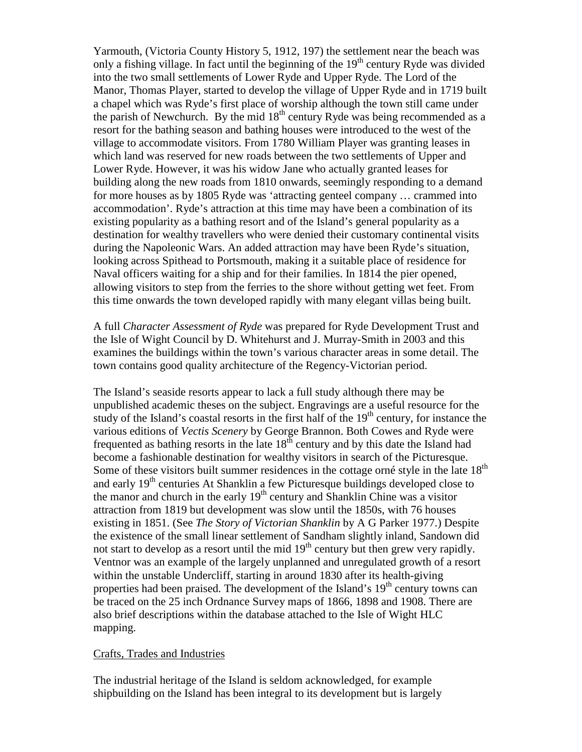Yarmouth, (Victoria County History 5, 1912, 197) the settlement near the beach was only a fishing village. In fact until the beginning of the 19th century Ryde was divided into the two small settlements of Lower Ryde and Upper Ryde. The Lord of the Manor, Thomas Player, started to develop the village of Upper Ryde and in 1719 built a chapel which was Ryde's first place of worship although the town still came under the parish of Newchurch. By the mid 18th century Ryde was being recommended as a resort for the bathing season and bathing houses were introduced to the west of the village to accommodate visitors. From 1780 William Player was granting leases in which land was reserved for new roads between the two settlements of Upper and Lower Ryde. However, it was his widow Jane who actually granted leases for building along the new roads from 1810 onwards, seemingly responding to a demand for more houses as by 1805 Ryde was 'attracting genteel company … crammed into accommodation'. Ryde's attraction at this time may have been a combination of its existing popularity as a bathing resort and of the Island's general popularity as a destination for wealthy travellers who were denied their customary continental visits during the Napoleonic Wars. An added attraction may have been Ryde's situation, looking across Spithead to Portsmouth, making it a suitable place of residence for Naval officers waiting for a ship and for their families. In 1814 the pier opened, allowing visitors to step from the ferries to the shore without getting wet feet. From this time onwards the town developed rapidly with many elegant villas being built.

A full *Character Assessment of Ryde* was prepared for Ryde Development Trust and the Isle of Wight Council by D. Whitehurst and J. Murray-Smith in 2003 and this examines the buildings within the town's various character areas in some detail. The town contains good quality architecture of the Regency-Victorian period.

The Island's seaside resorts appear to lack a full study although there may be unpublished academic theses on the subject. Engravings are a useful resource for the study of the Island's coastal resorts in the first half of the 19th century, for instance the various editions of *Vectis Scenery* by George Brannon. Both Cowes and Ryde were frequented as bathing resorts in the late 18th century and by this date the Island had become a fashionable destination for wealthy visitors in search of the Picturesque. Some of these visitors built summer residences in the cottage orné style in the late 18th and early 19th centuries At Shanklin a few Picturesque buildings developed close to the manor and church in the early 19th century and Shanklin Chine was a visitor attraction from 1819 but development was slow until the 1850s, with 76 houses existing in 1851. (See *The Story of Victorian Shanklin* by A G Parker 1977.) Despite the existence of the small linear settlement of Sandham slightly inland, Sandown did not start to develop as a resort until the mid 19th century but then grew very rapidly. Ventnor was an example of the largely unplanned and unregulated growth of a resort within the unstable Undercliff, starting in around 1830 after its health-giving properties had been praised. The development of the Island's 19th century towns can be traced on the 25 inch Ordnance Survey maps of 1866, 1898 and 1908. There are also brief descriptions within the database attached to the Isle of Wight HLC mapping.

## Crafts, Trades and Industries

The industrial heritage of the Island is seldom acknowledged, for example shipbuilding on the Island has been integral to its development but is largely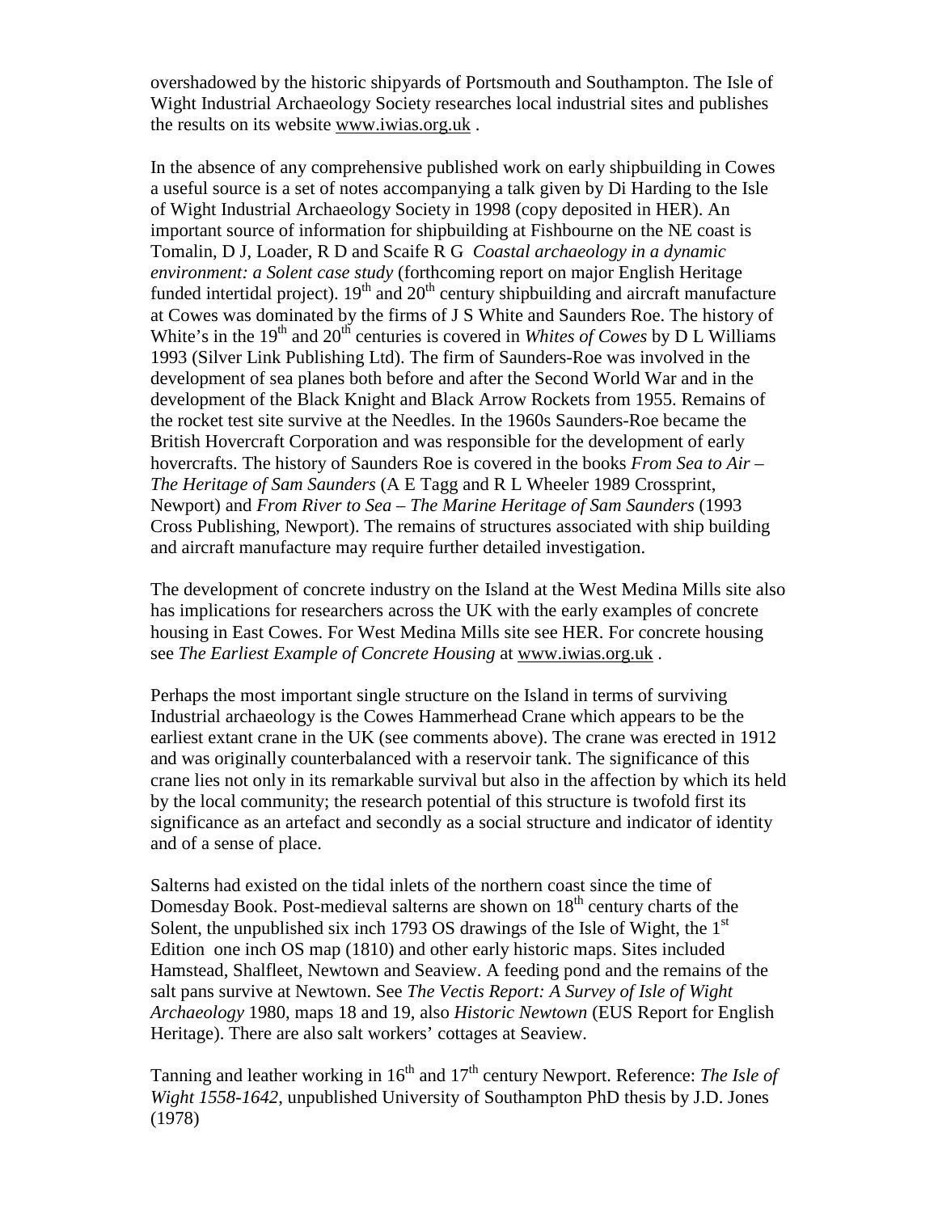overshadowed by the historic shipyards of Portsmouth and Southampton. The Isle of Wight Industrial Archaeology Society researches local industrial sites and publishes the results on its website www.iwias.org.uk .

In the absence of any comprehensive published work on early shipbuilding in Cowes a useful source is a set of notes accompanying a talk given by Di Harding to the Isle of Wight Industrial Archaeology Society in 1998 (copy deposited in HER). An important source of information for shipbuilding at Fishbourne on the NE coast is Tomalin, D J, Loader, R D and Scaife R G *Coastal archaeology in a dynamic environment: a Solent case study* (forthcoming report on major English Heritage funded intertidal project). 19th and 20th century shipbuilding and aircraft manufacture at Cowes was dominated by the firms of J S White and Saunders Roe. The history of White's in the 19th and 20th centuries is covered in *Whites of Cowes* by D L Williams 1993 (Silver Link Publishing Ltd). The firm of Saunders-Roe was involved in the development of sea planes both before and after the Second World War and in the development of the Black Knight and Black Arrow Rockets from 1955. Remains of the rocket test site survive at the Needles. In the 1960s Saunders-Roe became the British Hovercraft Corporation and was responsible for the development of early hovercrafts. The history of Saunders Roe is covered in the books *From Sea to Air – The Heritage of Sam Saunders* (A E Tagg and R L Wheeler 1989 Crossprint, Newport) and *From River to Sea – The Marine Heritage of Sam Saunders* (1993 Cross Publishing, Newport). The remains of structures associated with ship building and aircraft manufacture may require further detailed investigation.

The development of concrete industry on the Island at the West Medina Mills site also has implications for researchers across the UK with the early examples of concrete housing in East Cowes. For West Medina Mills site see HER. For concrete housing see *The Earliest Example of Concrete Housing* at www.iwias.org.uk .

Perhaps the most important single structure on the Island in terms of surviving Industrial archaeology is the Cowes Hammerhead Crane which appears to be the earliest extant crane in the UK (see comments above). The crane was erected in 1912 and was originally counterbalanced with a reservoir tank. The significance of this crane lies not only in its remarkable survival but also in the affection by which its held by the local community; the research potential of this structure is twofold first its significance as an artefact and secondly as a social structure and indicator of identity and of a sense of place.

Salterns had existed on the tidal inlets of the northern coast since the time of Domesday Book. Post-medieval salterns are shown on 18th century charts of the Solent, the unpublished six inch 1793 OS drawings of the Isle of Wight, the 1st Edition one inch OS map (1810) and other early historic maps. Sites included Hamstead, Shalfleet, Newtown and Seaview. A feeding pond and the remains of the salt pans survive at Newtown. See *The Vectis Report: A Survey of Isle of Wight Archaeology* 1980, maps 18 and 19, also *Historic Newtown* (EUS Report for English Heritage). There are also salt workers' cottages at Seaview.

Tanning and leather working in 16th and 17th century Newport. Reference: *The Isle of Wight 1558-1642*, unpublished University of Southampton PhD thesis by J.D. Jones (1978)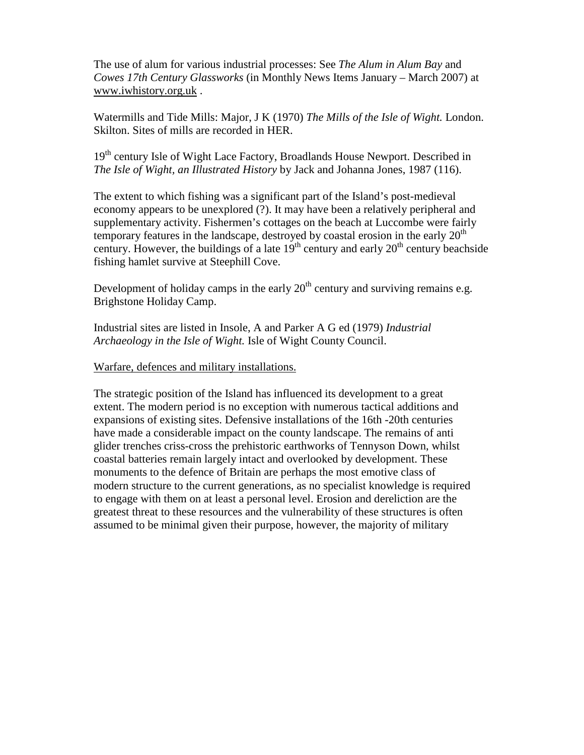The use of alum for various industrial processes: See *The Alum in Alum Bay* and *Cowes 17th Century Glassworks* (in Monthly News Items January – March 2007) at www.iwhistory.org.uk .

Watermills and Tide Mills: Major, J K (1970) *The Mills of the Isle of Wight.* London. Skilton. Sites of mills are recorded in HER.

19th century Isle of Wight Lace Factory, Broadlands House Newport. Described in *The Isle of Wight, an Illustrated History* by Jack and Johanna Jones, 1987 (116).

The extent to which fishing was a significant part of the Island's post-medieval economy appears to be unexplored (?). It may have been a relatively peripheral and supplementary activity. Fishermen's cottages on the beach at Luccombe were fairly temporary features in the landscape, destroyed by coastal erosion in the early 20th century. However, the buildings of a late 19th century and early 20th century beachside fishing hamlet survive at Steephill Cove.

Development of holiday camps in the early 20th century and surviving remains e.g. Brighstone Holiday Camp.

Industrial sites are listed in Insole, A and Parker A G ed (1979) *Industrial Archaeology in the Isle of Wight.* Isle of Wight County Council.

Warfare, defences and military installations.

The strategic position of the Island has influenced its development to a great extent. The modern period is no exception with numerous tactical additions and expansions of existing sites. Defensive installations of the 16th -20th centuries have made a considerable impact on the county landscape. The remains of anti glider trenches criss-cross the prehistoric earthworks of Tennyson Down, whilst coastal batteries remain largely intact and overlooked by development. These monuments to the defence of Britain are perhaps the most emotive class of modern structure to the current generations, as no specialist knowledge is required to engage with them on at least a personal level. Erosion and dereliction are the greatest threat to these resources and the vulnerability of these structures is often assumed to be minimal given their purpose, however, the majority of military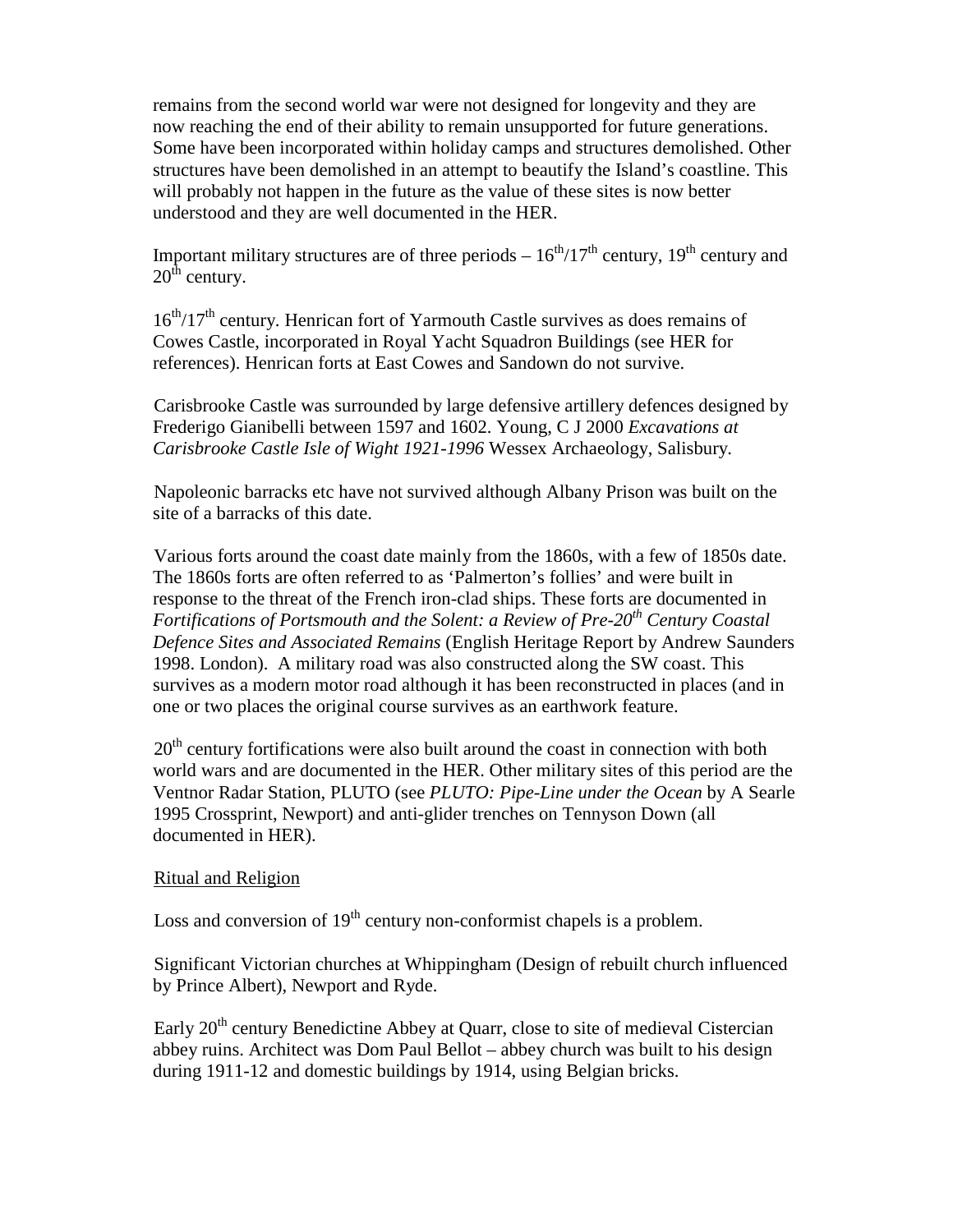remains from the second world war were not designed for longevity and they are now reaching the end of their ability to remain unsupported for future generations. Some have been incorporated within holiday camps and structures demolished. Other structures have been demolished in an attempt to beautify the Island's coastline. This will probably not happen in the future as the value of these sites is now better understood and they are well documented in the HER.

Important military structures are of three periods – 16th/17th century, 19th century and 20th century.

16th/17th century. Henrican fort of Yarmouth Castle survives as does remains of Cowes Castle, incorporated in Royal Yacht Squadron Buildings (see HER for references). Henrican forts at East Cowes and Sandown do not survive.

Carisbrooke Castle was surrounded by large defensive artillery defences designed by Frederigo Gianibelli between 1597 and 1602. Young, C J 2000 *Excavations at Carisbrooke Castle Isle of Wight 1921-1996* Wessex Archaeology, Salisbury.

Napoleonic barracks etc have not survived although Albany Prison was built on the site of a barracks of this date.

Various forts around the coast date mainly from the 1860s, with a few of 1850s date. The 1860s forts are often referred to as 'Palmerton's follies' and were built in response to the threat of the French iron-clad ships. These forts are documented in *Fortifications of Portsmouth and the Solent: a Review of Pre-20th Century Coastal Defence Sites and Associated Remains* (English Heritage Report by Andrew Saunders 1998. London). A military road was also constructed along the SW coast. This survives as a modern motor road although it has been reconstructed in places (and in one or two places the original course survives as an earthwork feature.

20th century fortifications were also built around the coast in connection with both world wars and are documented in the HER. Other military sites of this period are the Ventnor Radar Station, PLUTO (see *PLUTO: Pipe-Line under the Ocean* by A Searle 1995 Crossprint, Newport) and anti-glider trenches on Tennyson Down (all documented in HER).

Ritual and Religion

Loss and conversion of 19th century non-conformist chapels is a problem.

Significant Victorian churches at Whippingham (Design of rebuilt church influenced by Prince Albert), Newport and Ryde.

Early 20th century Benedictine Abbey at Quarr, close to site of medieval Cistercian abbey ruins. Architect was Dom Paul Bellot – abbey church was built to his design during 1911-12 and domestic buildings by 1914, using Belgian bricks.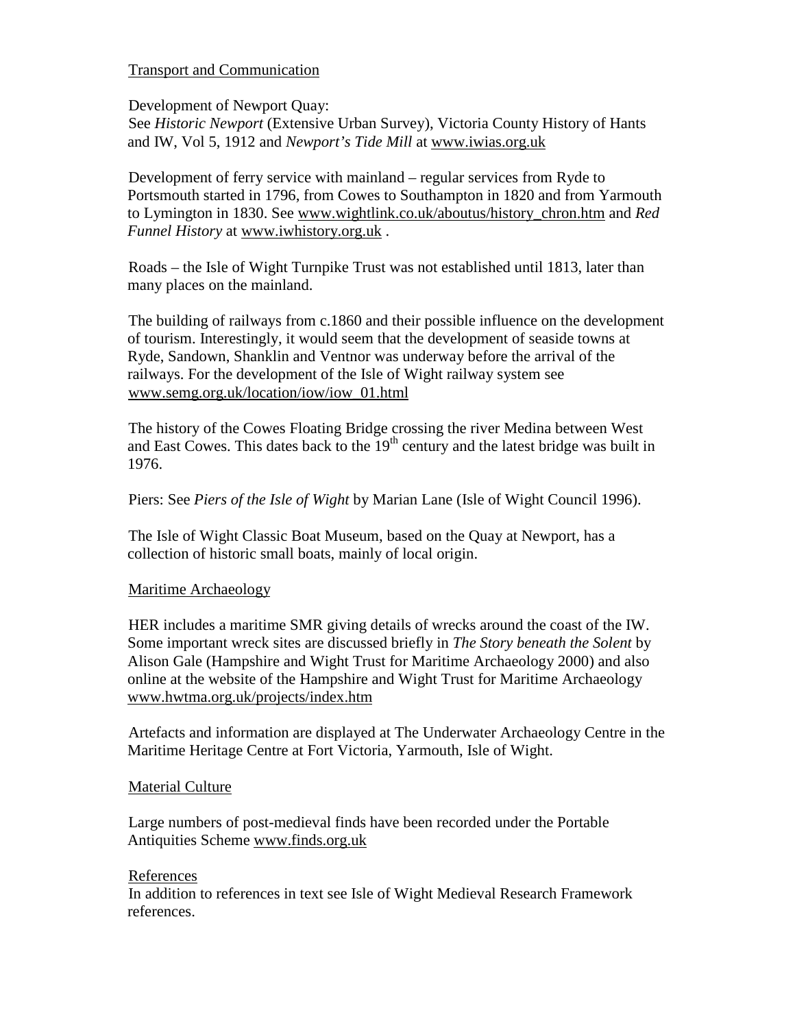## Transport and Communication

Development of Newport Quay:
See *Historic Newport* (Extensive Urban Survey), Victoria County History of Hants and IW, Vol 5, 1912 and *Newport's Tide Mill* at www.iwias.org.uk

Development of ferry service with mainland – regular services from Ryde to Portsmouth started in 1796, from Cowes to Southampton in 1820 and from Yarmouth to Lymington in 1830. See www.wightlink.co.uk/aboutus/history_chron.htm and *Red Funnel History* at www.iwhistory.org.uk .

Roads – the Isle of Wight Turnpike Trust was not established until 1813, later than many places on the mainland.

The building of railways from c.1860 and their possible influence on the development of tourism. Interestingly, it would seem that the development of seaside towns at Ryde, Sandown, Shanklin and Ventnor was underway before the arrival of the railways. For the development of the Isle of Wight railway system see www.semg.org.uk/location/iow/iow_01.html

The history of the Cowes Floating Bridge crossing the river Medina between West and East Cowes. This dates back to the 19th century and the latest bridge was built in 1976.

Piers: See *Piers of the Isle of Wight* by Marian Lane (Isle of Wight Council 1996).

The Isle of Wight Classic Boat Museum, based on the Quay at Newport, has a collection of historic small boats, mainly of local origin.

## Maritime Archaeology

HER includes a maritime SMR giving details of wrecks around the coast of the IW. Some important wreck sites are discussed briefly in *The Story beneath the Solent* by Alison Gale (Hampshire and Wight Trust for Maritime Archaeology 2000) and also online at the website of the Hampshire and Wight Trust for Maritime Archaeology www.hwtma.org.uk/projects/index.htm

Artefacts and information are displayed at The Underwater Archaeology Centre in the Maritime Heritage Centre at Fort Victoria, Yarmouth, Isle of Wight.

## Material Culture

Large numbers of post-medieval finds have been recorded under the Portable Antiquities Scheme www.finds.org.uk

## References

In addition to references in text see Isle of Wight Medieval Research Framework references.